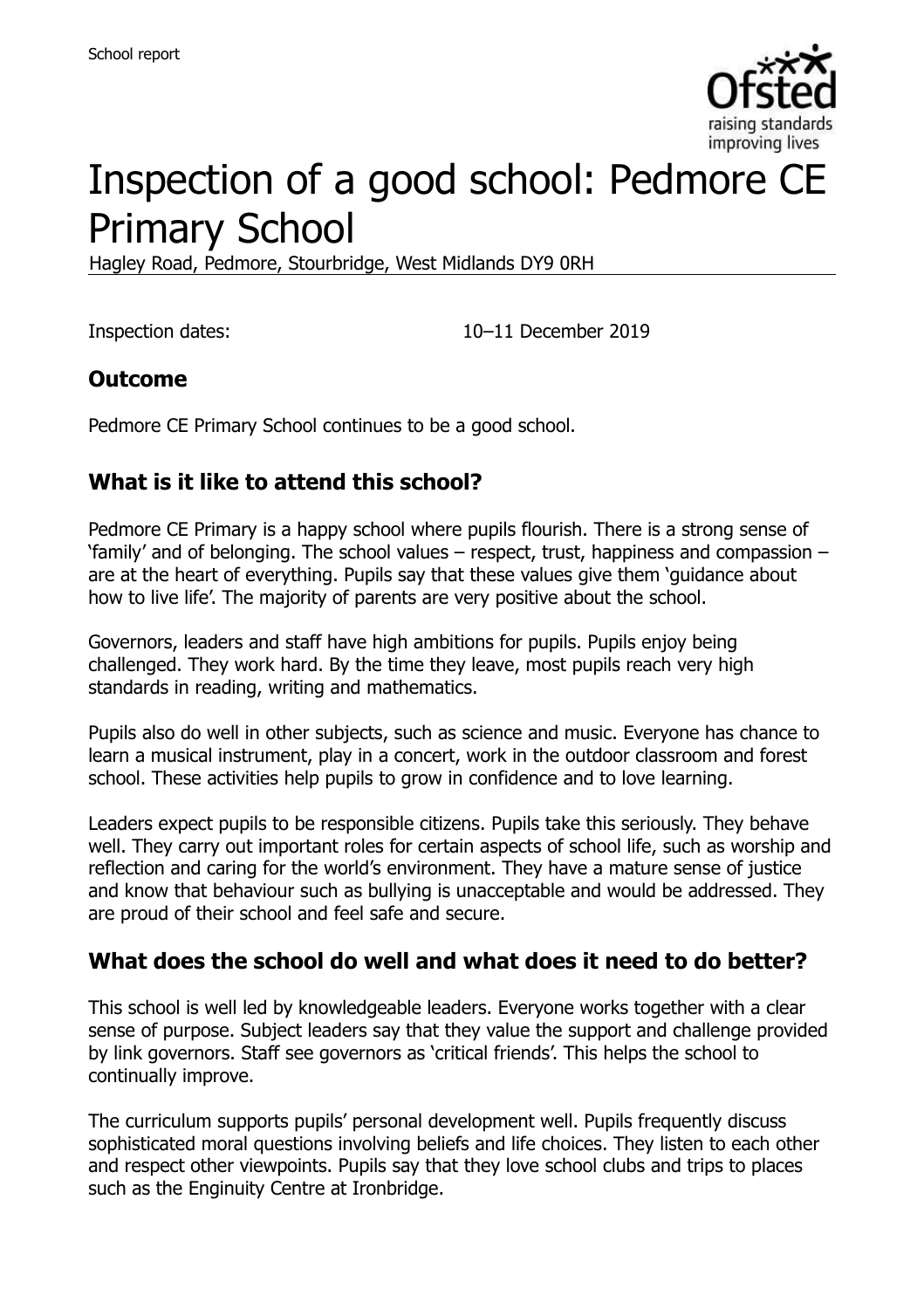School report

# Inspection of a good school: Pedmore CE Primary School

Hagley Road, Pedmore, Stourbridge, West Midlands DY9 0RH

Inspection dates: 10–11 December 2019

## Outcome

Pedmore CE Primary School continues to be a good school.

## What is it like to attend this school?

Pedmore CE Primary is a happy school where pupils flourish. There is a strong sense of 'family' and of belonging. The school values – respect, trust, happiness and compassion – are at the heart of everything. Pupils say that these values give them 'guidance about how to live life'. The majority of parents are very positive about the school.

Governors, leaders and staff have high ambitions for pupils. Pupils enjoy being challenged. They work hard. By the time they leave, most pupils reach very high standards in reading, writing and mathematics.

Pupils also do well in other subjects, such as science and music. Everyone has chance to learn a musical instrument, play in a concert, work in the outdoor classroom and forest school. These activities help pupils to grow in confidence and to love learning.

Leaders expect pupils to be responsible citizens. Pupils take this seriously. They behave well. They carry out important roles for certain aspects of school life, such as worship and reflection and caring for the world's environment. They have a mature sense of justice and know that behaviour such as bullying is unacceptable and would be addressed. They are proud of their school and feel safe and secure.

## What does the school do well and what does it need to do better?

This school is well led by knowledgeable leaders. Everyone works together with a clear sense of purpose. Subject leaders say that they value the support and challenge provided by link governors. Staff see governors as 'critical friends'. This helps the school to continually improve.

The curriculum supports pupils' personal development well. Pupils frequently discuss sophisticated moral questions involving beliefs and life choices. They listen to each other and respect other viewpoints. Pupils say that they love school clubs and trips to places such as the Enginuity Centre at Ironbridge.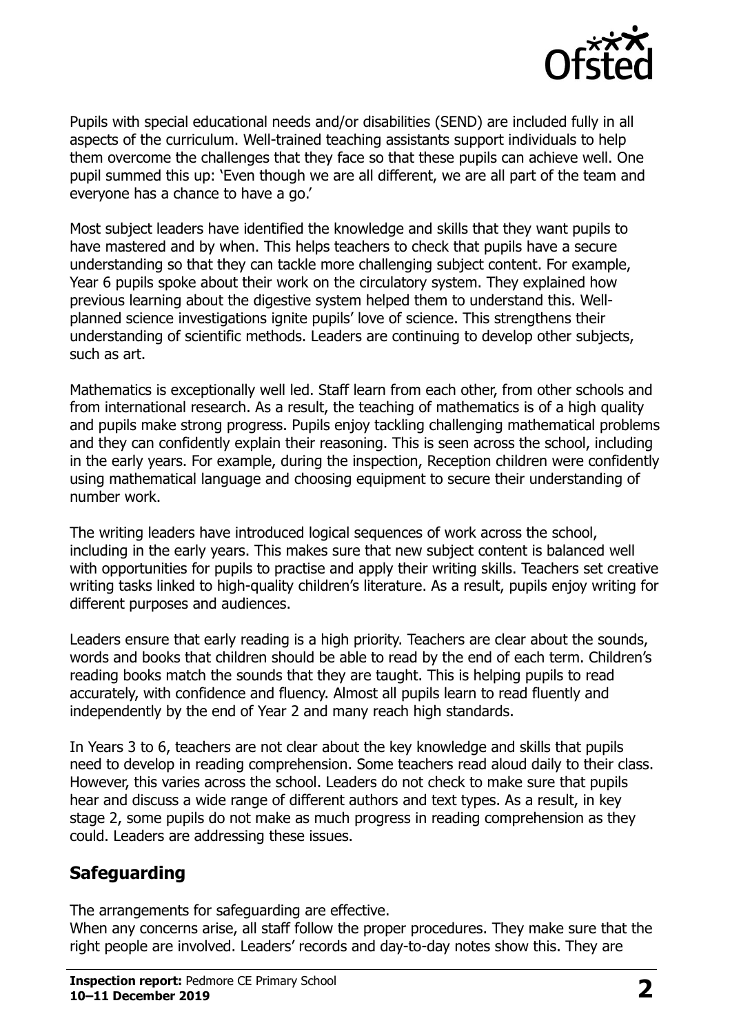Pupils with special educational needs and/or disabilities (SEND) are included fully in all aspects of the curriculum. Well-trained teaching assistants support individuals to help them overcome the challenges that they face so that these pupils can achieve well. One pupil summed this up: 'Even though we are all different, we are all part of the team and everyone has a chance to have a go.'

Most subject leaders have identified the knowledge and skills that they want pupils to have mastered and by when. This helps teachers to check that pupils have a secure understanding so that they can tackle more challenging subject content. For example, Year 6 pupils spoke about their work on the circulatory system. They explained how previous learning about the digestive system helped them to understand this. Well-planned science investigations ignite pupils' love of science. This strengthens their understanding of scientific methods. Leaders are continuing to develop other subjects, such as art.

Mathematics is exceptionally well led. Staff learn from each other, from other schools and from international research. As a result, the teaching of mathematics is of a high quality and pupils make strong progress. Pupils enjoy tackling challenging mathematical problems and they can confidently explain their reasoning. This is seen across the school, including in the early years. For example, during the inspection, Reception children were confidently using mathematical language and choosing equipment to secure their understanding of number work.

The writing leaders have introduced logical sequences of work across the school, including in the early years. This makes sure that new subject content is balanced well with opportunities for pupils to practise and apply their writing skills. Teachers set creative writing tasks linked to high-quality children's literature. As a result, pupils enjoy writing for different purposes and audiences.

Leaders ensure that early reading is a high priority. Teachers are clear about the sounds, words and books that children should be able to read by the end of each term. Children's reading books match the sounds that they are taught. This is helping pupils to read accurately, with confidence and fluency. Almost all pupils learn to read fluently and independently by the end of Year 2 and many reach high standards.

In Years 3 to 6, teachers are not clear about the key knowledge and skills that pupils need to develop in reading comprehension. Some teachers read aloud daily to their class. However, this varies across the school. Leaders do not check to make sure that pupils hear and discuss a wide range of different authors and text types. As a result, in key stage 2, some pupils do not make as much progress in reading comprehension as they could. Leaders are addressing these issues.

## Safeguarding

The arrangements for safeguarding are effective.

When any concerns arise, all staff follow the proper procedures. They make sure that the right people are involved. Leaders' records and day-to-day notes show this. They are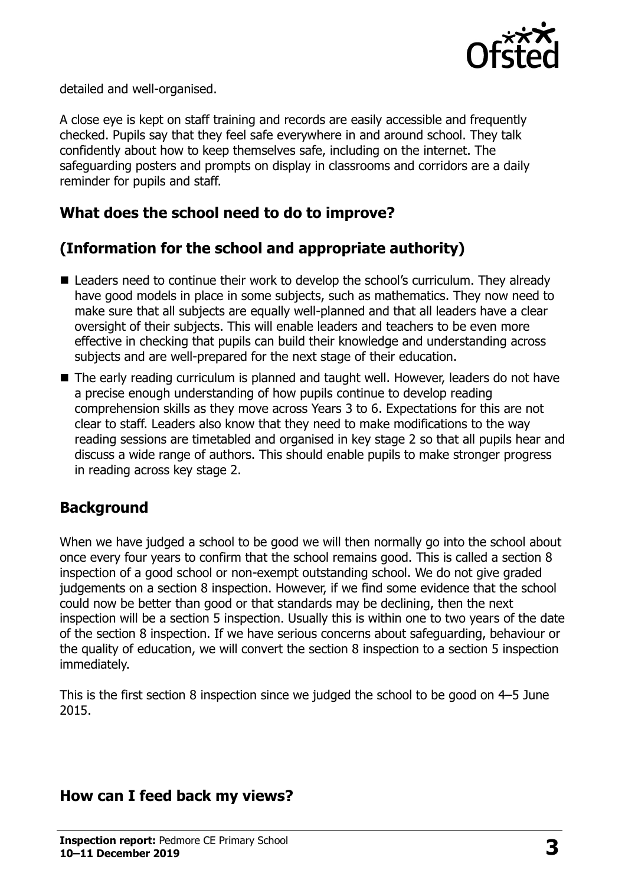detailed and well-organised.

A close eye is kept on staff training and records are easily accessible and frequently checked. Pupils say that they feel safe everywhere in and around school. They talk confidently about how to keep themselves safe, including on the internet. The safeguarding posters and prompts on display in classrooms and corridors are a daily reminder for pupils and staff.

## What does the school need to do to improve?

## (Information for the school and appropriate authority)

- Leaders need to continue their work to develop the school's curriculum. They already have good models in place in some subjects, such as mathematics. They now need to make sure that all subjects are equally well-planned and that all leaders have a clear oversight of their subjects. This will enable leaders and teachers to be even more effective in checking that pupils can build their knowledge and understanding across subjects and are well-prepared for the next stage of their education.
- The early reading curriculum is planned and taught well. However, leaders do not have a precise enough understanding of how pupils continue to develop reading comprehension skills as they move across Years 3 to 6. Expectations for this are not clear to staff. Leaders also know that they need to make modifications to the way reading sessions are timetabled and organised in key stage 2 so that all pupils hear and discuss a wide range of authors. This should enable pupils to make stronger progress in reading across key stage 2.

## Background

When we have judged a school to be good we will then normally go into the school about once every four years to confirm that the school remains good. This is called a section 8 inspection of a good school or non-exempt outstanding school. We do not give graded judgements on a section 8 inspection. However, if we find some evidence that the school could now be better than good or that standards may be declining, then the next inspection will be a section 5 inspection. Usually this is within one to two years of the date of the section 8 inspection. If we have serious concerns about safeguarding, behaviour or the quality of education, we will convert the section 8 inspection to a section 5 inspection immediately.

This is the first section 8 inspection since we judged the school to be good on 4–5 June 2015.

## How can I feed back my views?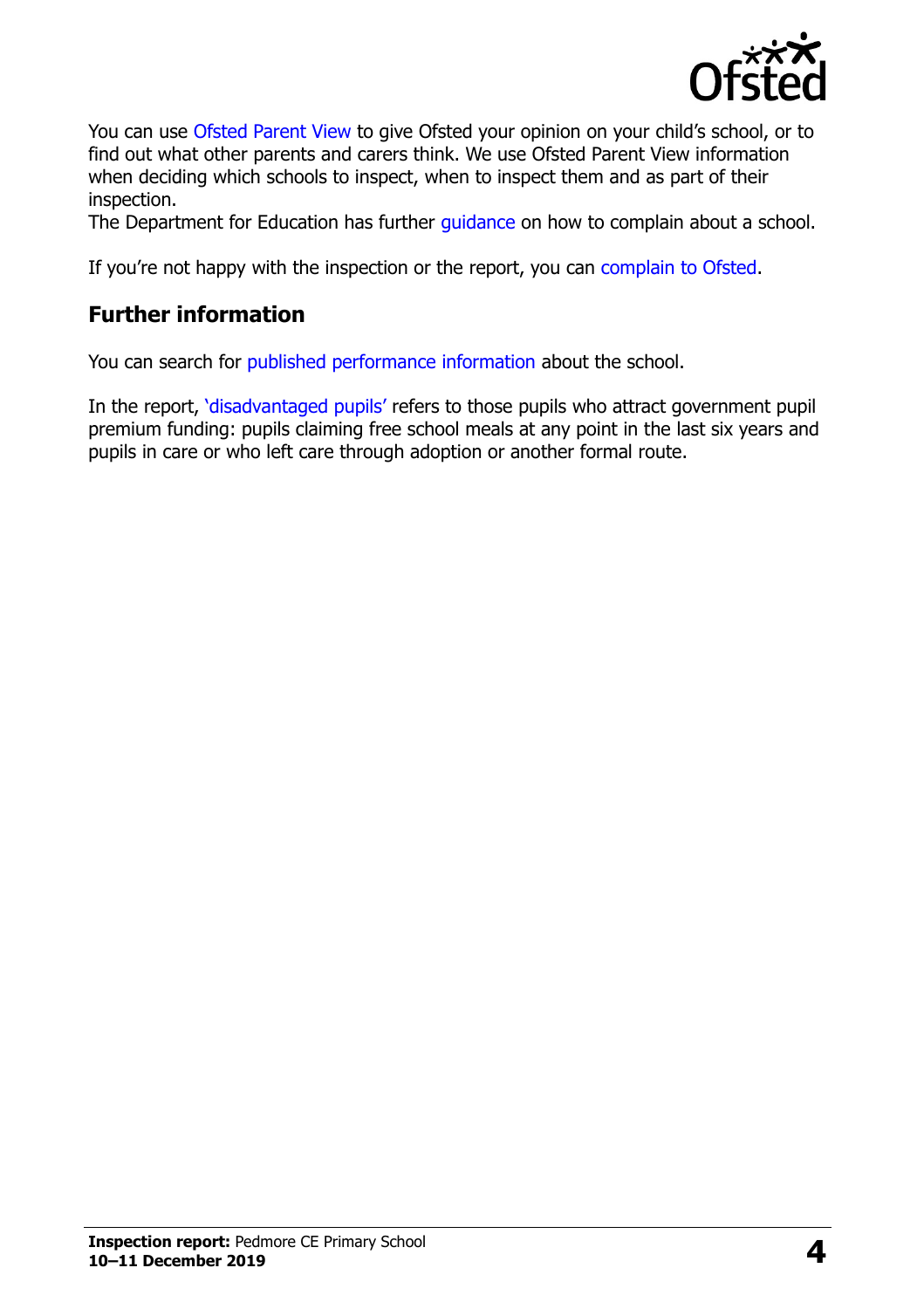You can use Ofsted Parent View to give Ofsted your opinion on your child's school, or to find out what other parents and carers think. We use Ofsted Parent View information when deciding which schools to inspect, when to inspect them and as part of their inspection.

The Department for Education has further guidance on how to complain about a school.

If you're not happy with the inspection or the report, you can complain to Ofsted.

## Further information

You can search for published performance information about the school.

In the report, 'disadvantaged pupils' refers to those pupils who attract government pupil premium funding: pupils claiming free school meals at any point in the last six years and pupils in care or who left care through adoption or another formal route.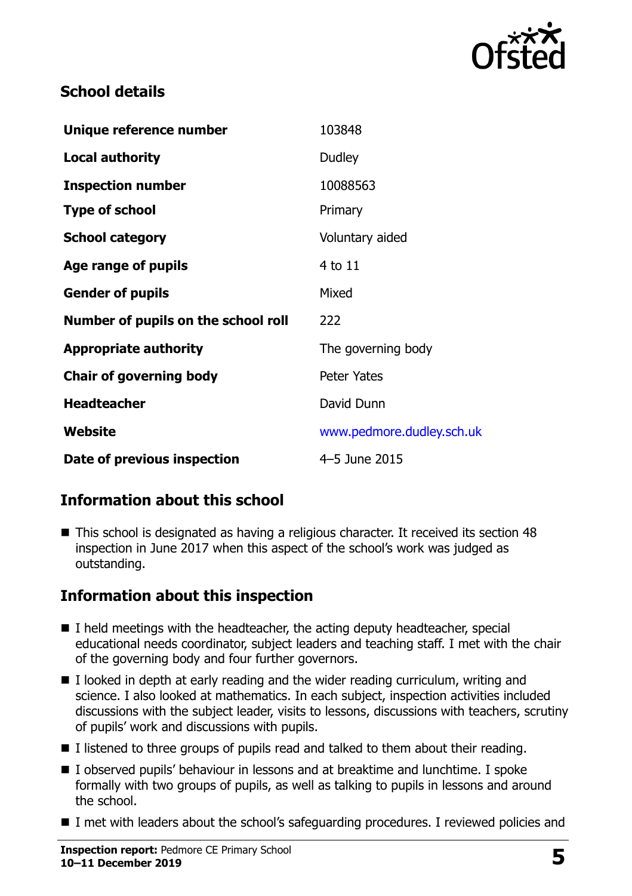## School details

| | |
|---|---|
| **Unique reference number** | 103848 |
| **Local authority** | Dudley |
| **Inspection number** | 10088563 |
| **Type of school** | Primary |
| **School category** | Voluntary aided |
| **Age range of pupils** | 4 to 11 |
| **Gender of pupils** | Mixed |
| **Number of pupils on the school roll** | 222 |
| **Appropriate authority** | The governing body |
| **Chair of governing body** | Peter Yates |
| **Headteacher** | David Dunn |
| **Website** | www.pedmore.dudley.sch.uk |
| **Date of previous inspection** | 4–5 June 2015 |

## Information about this school

- This school is designated as having a religious character. It received its section 48 inspection in June 2017 when this aspect of the school's work was judged as outstanding.

## Information about this inspection

- I held meetings with the headteacher, the acting deputy headteacher, special educational needs coordinator, subject leaders and teaching staff. I met with the chair of the governing body and four further governors.
- I looked in depth at early reading and the wider reading curriculum, writing and science. I also looked at mathematics. In each subject, inspection activities included discussions with the subject leader, visits to lessons, discussions with teachers, scrutiny of pupils' work and discussions with pupils.
- I listened to three groups of pupils read and talked to them about their reading.
- I observed pupils' behaviour in lessons and at breaktime and lunchtime. I spoke formally with two groups of pupils, as well as talking to pupils in lessons and around the school.
- I met with leaders about the school's safeguarding procedures. I reviewed policies and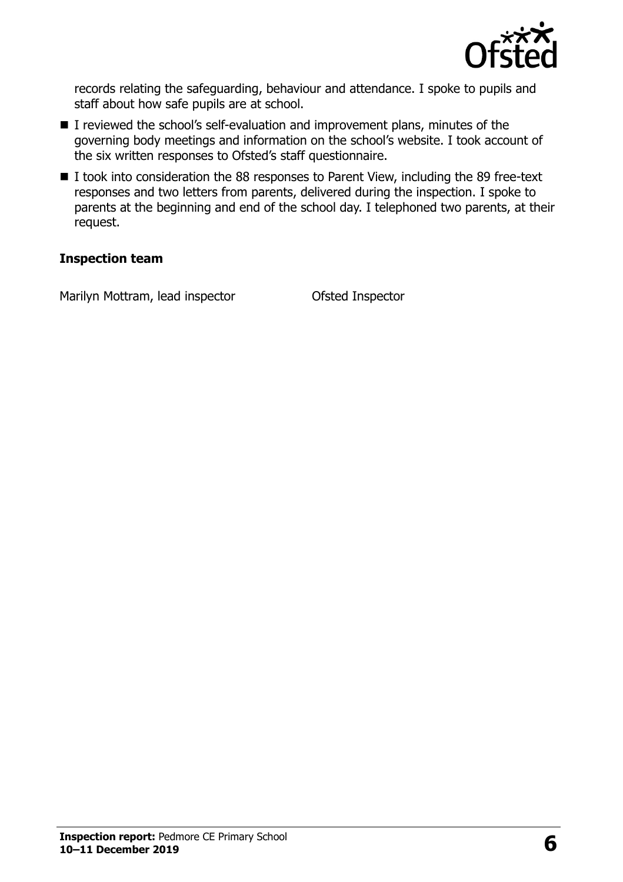records relating the safeguarding, behaviour and attendance. I spoke to pupils and staff about how safe pupils are at school.

- I reviewed the school's self-evaluation and improvement plans, minutes of the governing body meetings and information on the school's website. I took account of the six written responses to Ofsted's staff questionnaire.
- I took into consideration the 88 responses to Parent View, including the 89 free-text responses and two letters from parents, delivered during the inspection. I spoke to parents at the beginning and end of the school day. I telephoned two parents, at their request.

**Inspection team**

| | |
|---|---|
| Marilyn Mottram, lead inspector | Ofsted Inspector |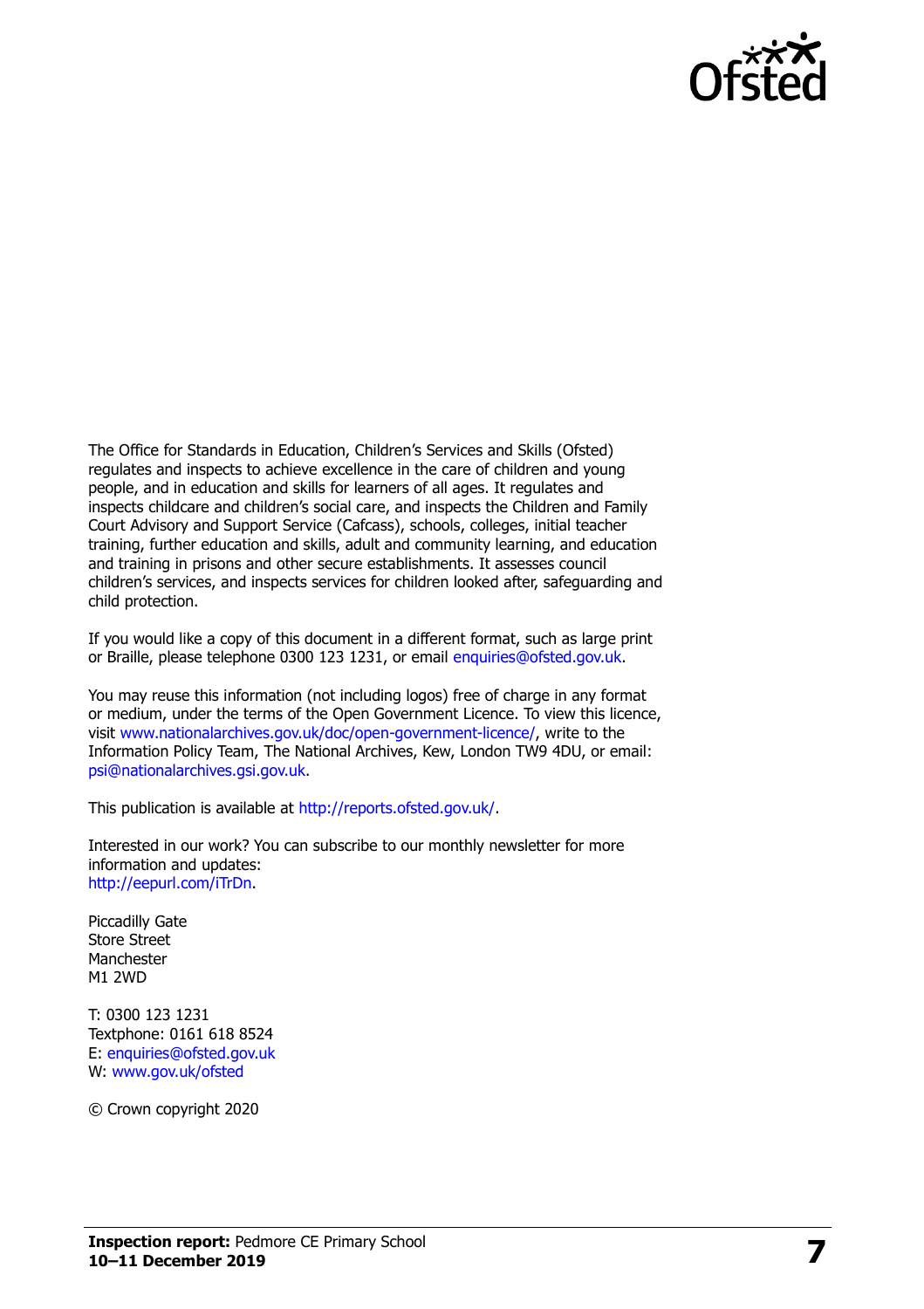The Office for Standards in Education, Children's Services and Skills (Ofsted) regulates and inspects to achieve excellence in the care of children and young people, and in education and skills for learners of all ages. It regulates and inspects childcare and children's social care, and inspects the Children and Family Court Advisory and Support Service (Cafcass), schools, colleges, initial teacher training, further education and skills, adult and community learning, and education and training in prisons and other secure establishments. It assesses council children's services, and inspects services for children looked after, safeguarding and child protection.

If you would like a copy of this document in a different format, such as large print or Braille, please telephone 0300 123 1231, or email enquiries@ofsted.gov.uk.

You may reuse this information (not including logos) free of charge in any format or medium, under the terms of the Open Government Licence. To view this licence, visit www.nationalarchives.gov.uk/doc/open-government-licence/, write to the Information Policy Team, The National Archives, Kew, London TW9 4DU, or email: psi@nationalarchives.gsi.gov.uk.

This publication is available at http://reports.ofsted.gov.uk/.

Interested in our work? You can subscribe to our monthly newsletter for more information and updates:
http://eepurl.com/iTrDn.

Piccadilly Gate
Store Street
Manchester
M1 2WD

T: 0300 123 1231
Textphone: 0161 618 8524
E: enquiries@ofsted.gov.uk
W: www.gov.uk/ofsted

© Crown copyright 2020